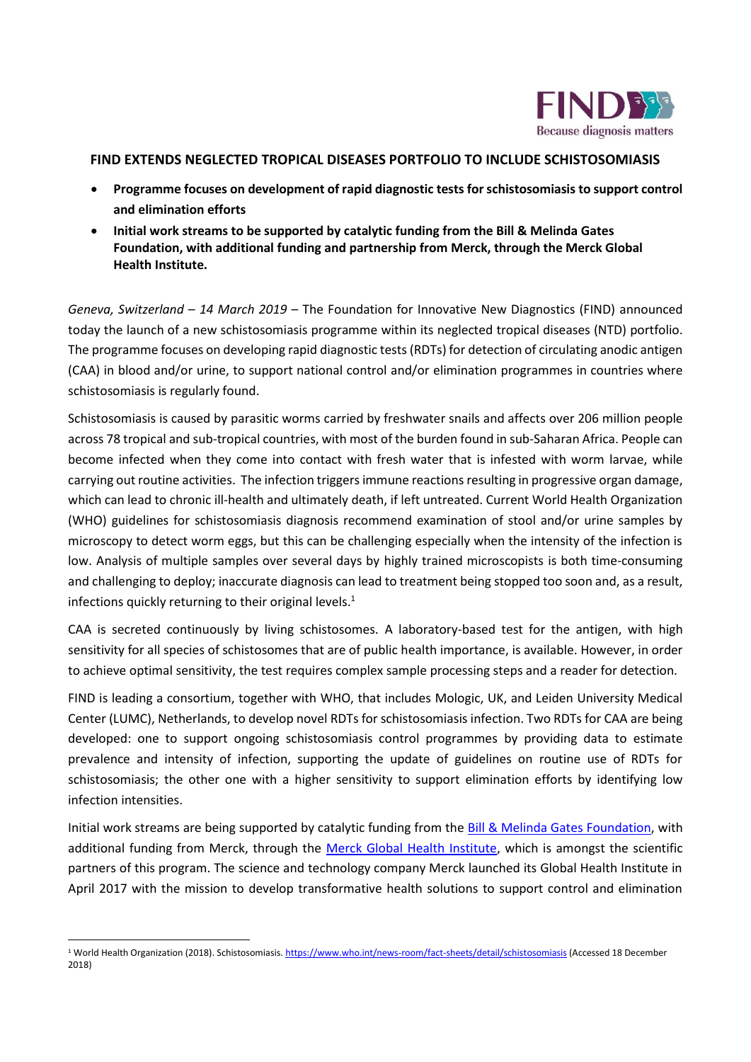**FIND EXTENDS NEGLECTED TROPICAL DISEASES PORTFOLIO TO INCLUDE SCHISTOSOMIASIS**

- **Programme focuses on development of rapid diagnostic tests for schistosomiasis to support control and elimination efforts**
- **Initial work streams to be supported by catalytic funding from the Bill & Melinda Gates Foundation, with additional funding and partnership from Merck, through the Merck Global Health Institute.**

*Geneva, Switzerland – 14 March 2019* – The Foundation for Innovative New Diagnostics (FIND) announced today the launch of a new schistosomiasis programme within its neglected tropical diseases (NTD) portfolio. The programme focuses on developing rapid diagnostic tests (RDTs) for detection of circulating anodic antigen (CAA) in blood and/or urine, to support national control and/or elimination programmes in countries where schistosomiasis is regularly found.

Schistosomiasis is caused by parasitic worms carried by freshwater snails and affects over 206 million people across 78 tropical and sub-tropical countries, with most of the burden found in sub-Saharan Africa. People can become infected when they come into contact with fresh water that is infested with worm larvae, while carrying out routine activities. The infection triggers immune reactions resulting in progressive organ damage, which can lead to chronic ill-health and ultimately death, if left untreated. Current World Health Organization (WHO) guidelines for schistosomiasis diagnosis recommend examination of stool and/or urine samples by microscopy to detect worm eggs, but this can be challenging especially when the intensity of the infection is low. Analysis of multiple samples over several days by highly trained microscopists is both time-consuming and challenging to deploy; inaccurate diagnosis can lead to treatment being stopped too soon and, as a result, infections quickly returning to their original levels.[1]

CAA is secreted continuously by living schistosomes. A laboratory-based test for the antigen, with high sensitivity for all species of schistosomes that are of public health importance, is available. However, in order to achieve optimal sensitivity, the test requires complex sample processing steps and a reader for detection.

FIND is leading a consortium, together with WHO, that includes Mologic, UK, and Leiden University Medical Center (LUMC), Netherlands, to develop novel RDTs for schistosomiasis infection. Two RDTs for CAA are being developed: one to support ongoing schistosomiasis control programmes by providing data to estimate prevalence and intensity of infection, supporting the update of guidelines on routine use of RDTs for schistosomiasis; the other one with a higher sensitivity to support elimination efforts by identifying low infection intensities.

Initial work streams are being supported by catalytic funding from the Bill & Melinda Gates Foundation, with additional funding from Merck, through the Merck Global Health Institute, which is amongst the scientific partners of this program. The science and technology company Merck launched its Global Health Institute in April 2017 with the mission to develop transformative health solutions to support control and elimination

[1] World Health Organization (2018). Schistosomiasis. https://www.who.int/news-room/fact-sheets/detail/schistosomiasis (Accessed 18 December 2018)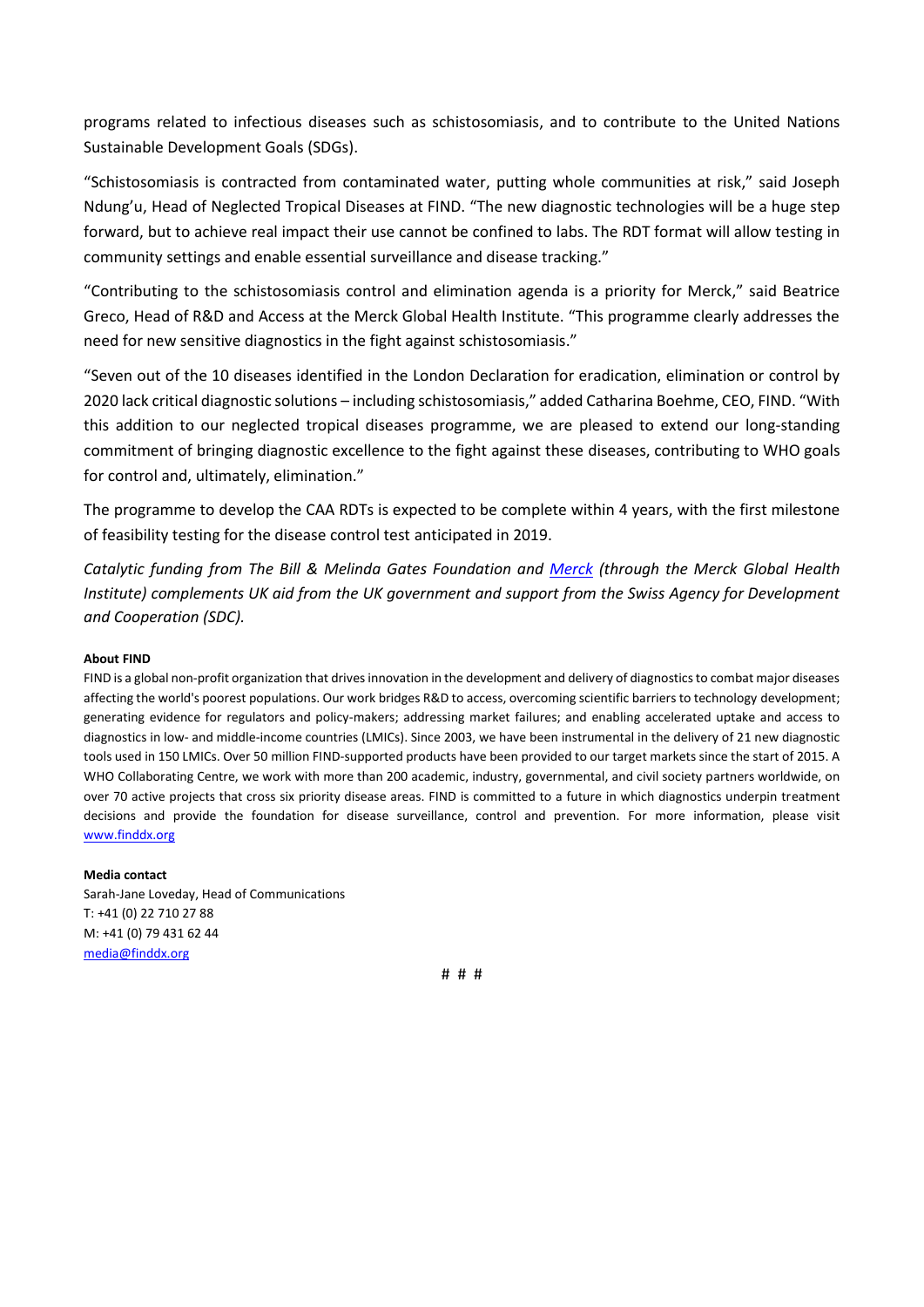programs related to infectious diseases such as schistosomiasis, and to contribute to the United Nations Sustainable Development Goals (SDGs).

"Schistosomiasis is contracted from contaminated water, putting whole communities at risk," said Joseph Ndung'u, Head of Neglected Tropical Diseases at FIND. "The new diagnostic technologies will be a huge step forward, but to achieve real impact their use cannot be confined to labs. The RDT format will allow testing in community settings and enable essential surveillance and disease tracking."

"Contributing to the schistosomiasis control and elimination agenda is a priority for Merck," said Beatrice Greco, Head of R&D and Access at the Merck Global Health Institute. "This programme clearly addresses the need for new sensitive diagnostics in the fight against schistosomiasis."

"Seven out of the 10 diseases identified in the London Declaration for eradication, elimination or control by 2020 lack critical diagnostic solutions – including schistosomiasis," added Catharina Boehme, CEO, FIND. "With this addition to our neglected tropical diseases programme, we are pleased to extend our long-standing commitment of bringing diagnostic excellence to the fight against these diseases, contributing to WHO goals for control and, ultimately, elimination."

The programme to develop the CAA RDTs is expected to be complete within 4 years, with the first milestone of feasibility testing for the disease control test anticipated in 2019.

*Catalytic funding from The Bill & Melinda Gates Foundation and [Merck](#) (through the Merck Global Health Institute) complements UK aid from the UK government and support from the Swiss Agency for Development and Cooperation (SDC).*

**About FIND**

FIND is a global non-profit organization that drives innovation in the development and delivery of diagnostics to combat major diseases affecting the world's poorest populations. Our work bridges R&D to access, overcoming scientific barriers to technology development; generating evidence for regulators and policy-makers; addressing market failures; and enabling accelerated uptake and access to diagnostics in low- and middle-income countries (LMICs). Since 2003, we have been instrumental in the delivery of 21 new diagnostic tools used in 150 LMICs. Over 50 million FIND-supported products have been provided to our target markets since the start of 2015. A WHO Collaborating Centre, we work with more than 200 academic, industry, governmental, and civil society partners worldwide, on over 70 active projects that cross six priority disease areas. FIND is committed to a future in which diagnostics underpin treatment decisions and provide the foundation for disease surveillance, control and prevention. For more information, please visit [www.finddx.org](http://www.finddx.org)

**Media contact**

Sarah-Jane Loveday, Head of Communications
T: +41 (0) 22 710 27 88
M: +41 (0) 79 431 62 44
[media@finddx.org](mailto:media@finddx.org)

# # #